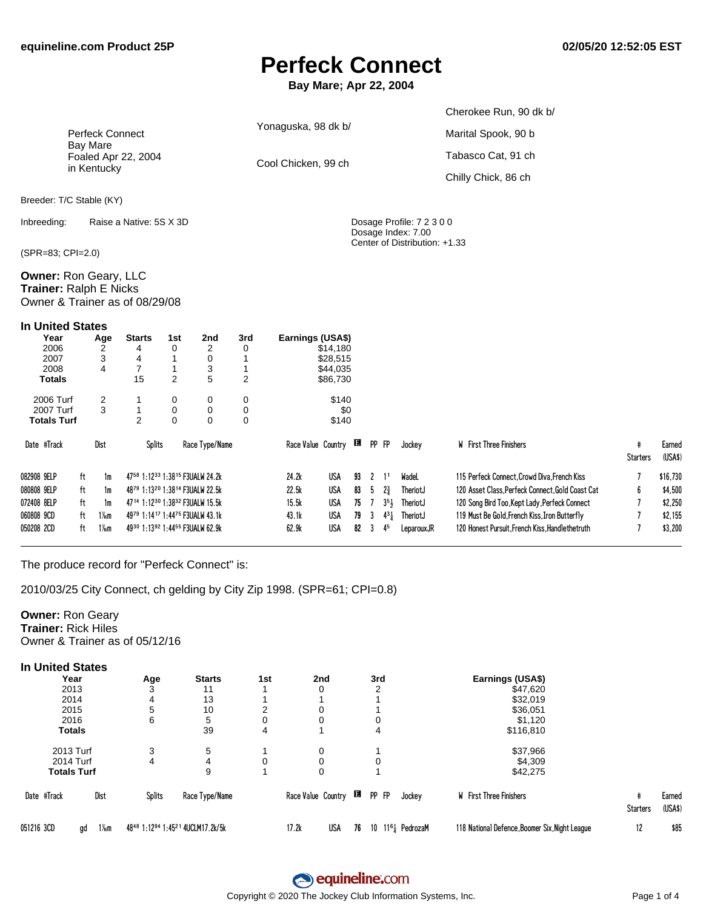equineline.com Product 25P 02/05/20 12:52:05 EST

# Perfeck Connect

**Bay Mare; Apr 22, 2004**

| | | |
|---|---|---|
| Perfeck Connect<br>Bay Mare<br>Foaled Apr 22, 2004<br>in Kentucky | Yonaguska, 98 dk b/ | Cherokee Run, 90 dk b/ |
| | | Marital Spook, 90 b |
| | Cool Chicken, 99 ch | Tabasco Cat, 91 ch |
| | | Chilly Chick, 86 ch |

Breeder: T/C Stable (KY)

Inbreeding: Raise a Native: 5S X 3D

Dosage Profile: 7 2 3 0 0
Dosage Index: 7.00
Center of Distribution: +1.33

(SPR=83; CPI=2.0)

**Owner:** Ron Geary, LLC
**Trainer:** Ralph E Nicks
Owner & Trainer as of 08/29/08

### In United States

| Year | Age | Starts | 1st | 2nd | 3rd | Earnings (USA$) |
|---|---|---|---|---|---|---|
| 2006 | 2 | 4 | 0 | 2 | 0 | $14,180 |
| 2007 | 3 | 4 | 1 | 0 | 1 | $28,515 |
| 2008 | 4 | 7 | 1 | 3 | 1 | $44,035 |
| **Totals** | | 15 | 2 | 5 | 2 | $86,730 |
| 2006 Turf | 2 | 1 | 0 | 0 | 0 | $140 |
| 2007 Turf | 3 | 1 | 0 | 0 | 0 | $0 |
| **Totals Turf** | | 2 | 0 | 0 | 0 | $140 |

| Date #Track | | Dist | Splits | Race Type/Name | Race Value | Country | E | PP | FP | Jockey | W First Three Finishers | # Starters | Earned (USA$) |
|---|---|---|---|---|---|---|---|---|---|---|---|---|---|
| 082908 9ELP | ft | 1m | 47⁵⁸ 1:12³³ 1:38¹⁵ | F3UALW 24.2k | 24.2k | USA | 93 | 2 | 1¹ | WadeL | 115 Perfeck Connect,Crowd Diva,French Kiss | 7 | $16,730 |
| 080808 9ELP | ft | 1m | 48⁷⁹ 1:13²⁰ 1:38¹⁴ | F3UALW 22.5k | 22.5k | USA | 83 | 5 | 2¾ | TheriotJ | 120 Asset Class,Perfeck Connect,Gold Coast Cat | 6 | $4,500 |
| 072408 8ELP | ft | 1m | 47¹⁴ 1:12³⁰ 1:38³² | F3UALW 15.5k | 15.5k | USA | 75 | 7 | 3⁵½ | TheriotJ | 120 Song Bird Too,Kept Lady,Perfeck Connect | 7 | $2,250 |
| 060808 9CD | ft | 1⅟₁₆m | 49⁷⁹ 1:14¹⁷ 1:44⁷⁵ | F3UALW 43.1k | 43.1k | USA | 79 | 3 | 4³¼ | TheriotJ | 119 Must Be Gold,French Kiss,Iron Butterfly | 7 | $2,155 |
| 050208 2CD | ft | 1⅟₁₆m | 49³⁰ 1:13⁹² 1:44⁵⁵ | F3UALW 62.9k | 62.9k | USA | 82 | 3 | 4⁵ | LeparouxJR | 120 Honest Pursuit,French Kiss,Handlethetruth | 7 | $3,200 |

The produce record for "Perfeck Connect" is:

2010/03/25 City Connect, ch gelding by City Zip 1998. (SPR=61; CPI=0.8)

**Owner:** Ron Geary
**Trainer:** Rick Hiles
Owner & Trainer as of 05/12/16

### In United States

| Year | Age | Starts | 1st | 2nd | 3rd | Earnings (USA$) |
|---|---|---|---|---|---|---|
| 2013 | 3 | 11 | 1 | 0 | 2 | $47,620 |
| 2014 | 4 | 13 | 1 | 1 | 1 | $32,019 |
| 2015 | 5 | 10 | 2 | 0 | 1 | $36,051 |
| 2016 | 6 | 5 | 0 | 0 | 0 | $1,120 |
| **Totals** | | 39 | 4 | 1 | 4 | $116,810 |
| 2013 Turf | 3 | 5 | 1 | 0 | 1 | $37,966 |
| 2014 Turf | 4 | 4 | 0 | 0 | 0 | $4,309 |
| **Totals Turf** | | 9 | 1 | 0 | 1 | $42,275 |

| Date #Track | | Dist | Splits | Race Type/Name | Race Value | Country | E | PP | FP | Jockey | W First Three Finishers | # Starters | Earned (USA$) |
|---|---|---|---|---|---|---|---|---|---|---|---|---|---|
| 051216 3CD | gd | 1⅟₁₆m | 48⁴⁸ 1:12⁹⁴ 1:45²¹ | 4UCLM17.2k/5k | 17.2k | USA | 76 | 10 | 11⁶¼ | PedrozaM | 118 National Defence,Boomer Six,Night League | 12 | $85 |

Copyright © 2020 The Jockey Club Information Systems, Inc.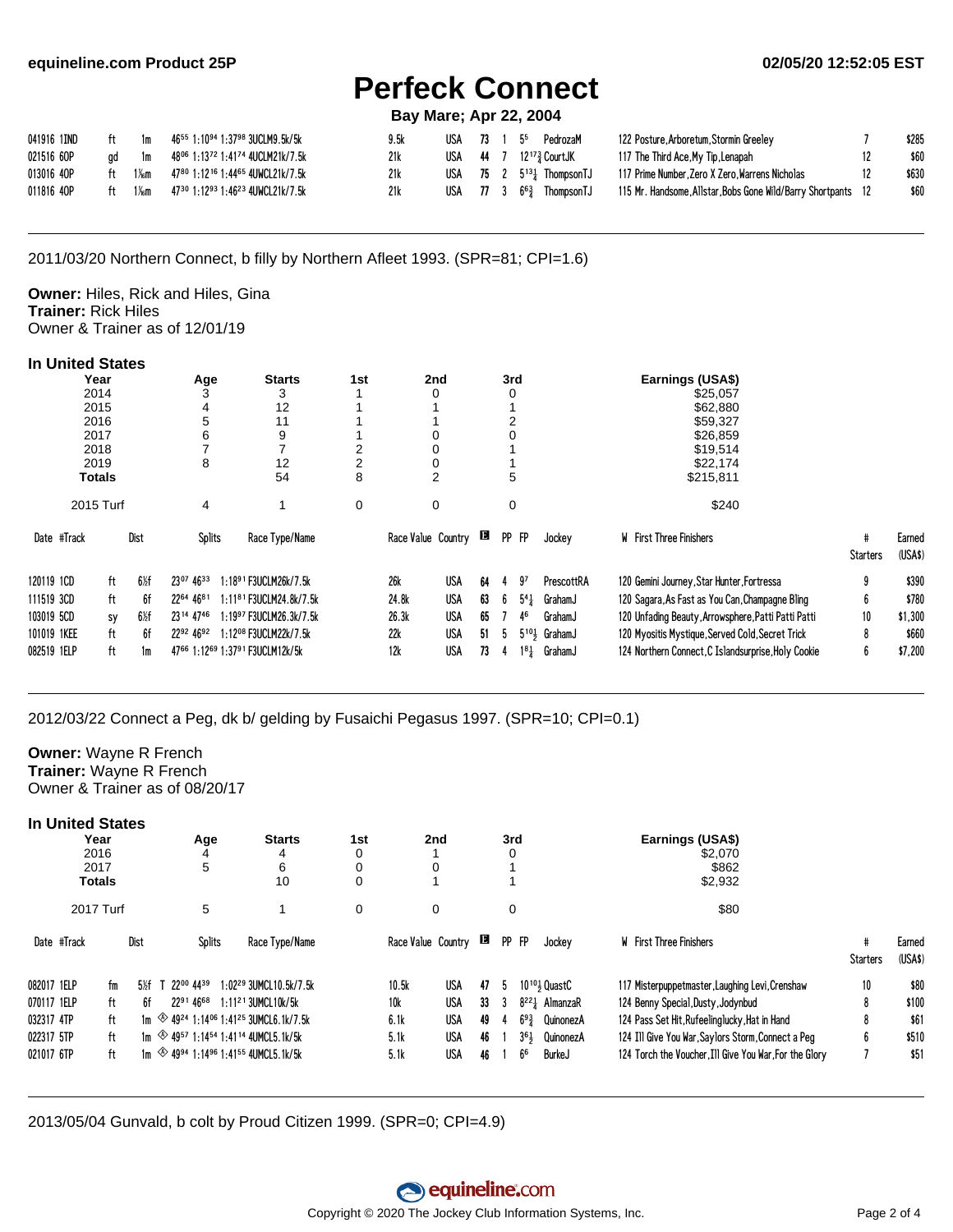# Perfeck Connect

**Bay Mare; Apr 22, 2004**

| Date #Track | | Dist | Splits | Race Type/Name | Race Value | Country | B | PP | FP | Jockey | W | First Three Finishers | # Starters | Earned (USA$) |
|---|---|---|---|---|---|---|---|---|---|---|---|---|---|---|
| 041916 1IND | ft | 1m | 46⁵⁵ 1:10⁹⁴ 1:37⁹⁸ | 3UCLM9.5k/5k | 9.5k | USA | 73 | 1 | 5⁵ | PedrozaM | 122 | Posture,Arboretum,Stormin Greeley | 7 | $285 |
| 021516 6OP | gd | 1m | 48⁰⁶ 1:13⁷² 1:41⁷⁴ | 4UCLM21k/7.5k | 21k | USA | 44 | 7 | 12¹⁷¾ | CourtJK | 117 | The Third Ace,My Tip,Lenapah | 12 | $60 |
| 013016 4OP | ft | 1⅙m | 47⁸⁰ 1:12¹⁶ 1:44⁶⁵ | 4UWCL21k/7.5k | 21k | USA | 75 | 2 | 5¹³¼ | ThompsonTJ | 117 | Prime Number,Zero X Zero,Warrens Nicholas | 12 | $630 |
| 011816 4OP | ft | 1⅙m | 47³⁰ 1:12⁹³ 1:46²³ | 4UWCL21k/7.5k | 21k | USA | 77 | 3 | 6⁶¾ | ThompsonTJ | 115 | Mr. Handsome,Allstar,Bobs Gone Wild/Barry Shortpants | 12 | $60 |

---

2011/03/20 Northern Connect, b filly by Northern Afleet 1993. (SPR=81; CPI=1.6)

**Owner:** Hiles, Rick and Hiles, Gina
**Trainer:** Rick Hiles
Owner & Trainer as of 12/01/19

### In United States

| Year | Age | Starts | 1st | 2nd | 3rd | Earnings (USA$) |
|---|---|---|---|---|---|---|
| 2014 | 3 | 3 | 1 | 0 | 0 | $25,057 |
| 2015 | 4 | 12 | 1 | 1 | 1 | $62,880 |
| 2016 | 5 | 11 | 1 | 1 | 2 | $59,327 |
| 2017 | 6 | 9 | 1 | 0 | 0 | $26,859 |
| 2018 | 7 | 7 | 2 | 0 | 1 | $19,514 |
| 2019 | 8 | 12 | 2 | 0 | 1 | $22,174 |
| **Totals** | | 54 | 8 | 2 | 5 | $215,811 |
| 2015 Turf | 4 | 1 | 0 | 0 | 0 | $240 |

| Date #Track | | Dist | Splits | Race Type/Name | Race Value | Country | B | PP | FP | Jockey | W | First Three Finishers | # Starters | Earned (USA$) |
|---|---|---|---|---|---|---|---|---|---|---|---|---|---|---|
| 120119 1CD | ft | 6½f | 23⁰⁷ 46³³ 1:18⁹¹ | F3UCLM26k/7.5k | 26k | USA | 64 | 4 | 9⁷ | PrescottRA | 120 | Gemini Journey,Star Hunter,Fortressa | 9 | $390 |
| 111519 3CD | ft | 6f | 22⁶⁴ 46⁸¹ 1:11⁸¹ | F3UCLM24.8k/7.5k | 24.8k | USA | 63 | 6 | 5⁴¼ | GrahamJ | 120 | Sagara,As Fast as You Can,Champagne Bling | 6 | $780 |
| 103019 5CD | sy | 6½f | 23¹⁴ 47⁴⁶ 1:19⁹⁷ | F3UCLM26.3k/7.5k | 26.3k | USA | 65 | 7 | 4⁶ | GrahamJ | 120 | Unfading Beauty,Arrowsphere,Patti Patti Patti | 10 | $1,300 |
| 101019 1KEE | ft | 6f | 22⁹² 46⁹² 1:12⁰⁸ | F3UCLM22k/7.5k | 22k | USA | 51 | 5 | 5¹⁰½ | GrahamJ | 120 | Myositis Mystique,Served Cold,Secret Trick | 8 | $660 |
| 082519 1ELP | ft | 1m | 47⁶⁶ 1:12⁶⁹ 1:37⁹¹ | F3UCLM12k/5k | 12k | USA | 73 | 4 | 1⁸¼ | GrahamJ | 124 | Northern Connect,C Islandsurprise,Holy Cookie | 6 | $7,200 |

---

2012/03/22 Connect a Peg, dk b/ gelding by Fusaichi Pegasus 1997. (SPR=10; CPI=0.1)

**Owner:** Wayne R French
**Trainer:** Wayne R French
Owner & Trainer as of 08/20/17

### In United States

| Year | Age | Starts | 1st | 2nd | 3rd | Earnings (USA$) |
|---|---|---|---|---|---|---|
| 2016 | 4 | 4 | 0 | 1 | 0 | $2,070 |
| 2017 | 5 | 6 | 0 | 0 | 1 | $862 |
| **Totals** | | 10 | 0 | 1 | 1 | $2,932 |
| 2017 Turf | 5 | 1 | 0 | 0 | 0 | $80 |

| Date #Track | | Dist | Splits | Race Type/Name | Race Value | Country | B | PP | FP | Jockey | W | First Three Finishers | # Starters | Earned (USA$) |
|---|---|---|---|---|---|---|---|---|---|---|---|---|---|---|
| 082017 1ELP | fm | 5½f T | 22⁰⁰ 44³⁹ 1:02²⁹ | 3UMCL10.5k/7.5k | 10.5k | USA | 47 | 5 | 10¹⁰½ | QuastC | 117 | Misterpuppetmaster,Laughing Levi,Crenshaw | 10 | $80 |
| 070117 1ELP | ft | 6f | 22⁹¹ 46⁶⁸ 1:11²¹ | 3UMCL10k/5k | 10k | USA | 33 | 3 | 8²²¼ | AlmanzaR | 124 | Benny Special,Dusty,Jodynbud | 8 | $100 |
| 032317 4TP | ft | 1m ◈ | 49²⁴ 1:14⁰⁶ 1:41²⁵ | 3UMCL6.1k/7.5k | 6.1k | USA | 49 | 4 | 6⁹¾ | QuinonezA | 124 | Pass Set Hit,Rufeelinglucky,Hat in Hand | 8 | $61 |
| 022317 5TP | ft | 1m ◈ | 49⁵⁷ 1:14⁵⁴ 1:41¹⁴ | 4UMCL5.1k/5k | 5.1k | USA | 46 | 1 | 3⁶½ | QuinonezA | 124 | Ill Give You War,Saylors Storm,Connect a Peg | 6 | $510 |
| 021017 6TP | ft | 1m ◈ | 49⁹⁴ 1:14⁹⁶ 1:41⁵⁵ | 4UMCL5.1k/5k | 5.1k | USA | 46 | 1 | 6⁶ | BurkeJ | 124 | Torch the Voucher,Ill Give You War,For the Glory | 7 | $51 |

---

2013/05/04 Gunvald, b colt by Proud Citizen 1999. (SPR=0; CPI=4.9)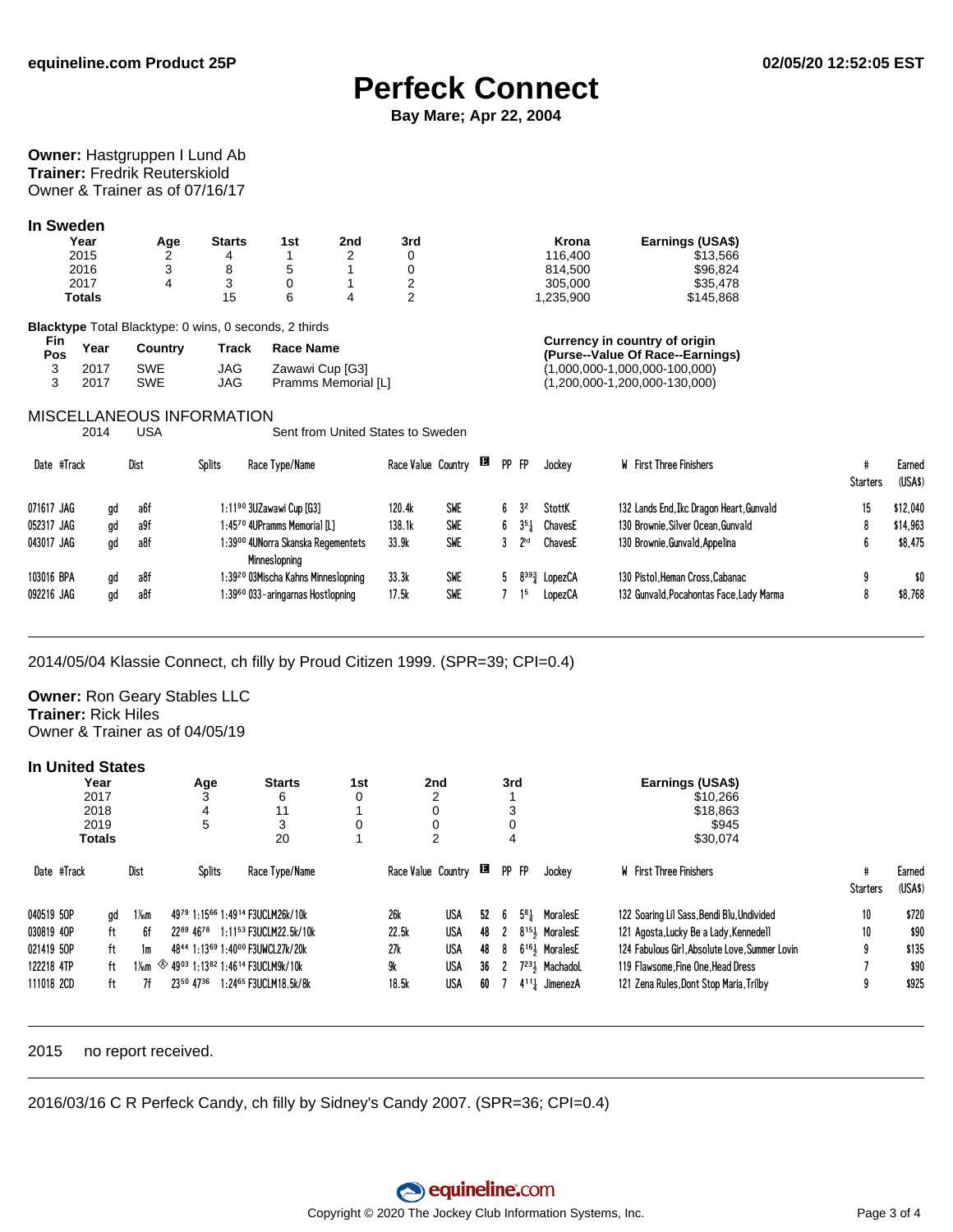# Perfeck Connect

**Bay Mare; Apr 22, 2004**

**Owner:** Hastgruppen I Lund Ab
**Trainer:** Fredrik Reuterskiold
Owner & Trainer as of 07/16/17

### In Sweden

| Year | Age | Starts | 1st | 2nd | 3rd | Krona | Earnings (USA$) |
|---|---|---|---|---|---|---|---|
| 2015 | 2 | 4 | 1 | 2 | 0 | 116,400 | $13,566 |
| 2016 | 3 | 8 | 5 | 1 | 0 | 814,500 | $96,824 |
| 2017 | 4 | 3 | 0 | 1 | 2 | 305,000 | $35,478 |
| **Totals** | | 15 | 6 | 4 | 2 | 1,235,900 | $145,868 |

**Blacktype** Total Blacktype: 0 wins, 0 seconds, 2 thirds

| Fin Pos | Year | Country | Track | Race Name | Currency in country of origin (Purse--Value Of Race--Earnings) |
|---|---|---|---|---|---|
| 3 | 2017 | SWE | JAG | Zawawi Cup [G3] | (1,000,000-1,000,000-100,000) |
| 3 | 2017 | SWE | JAG | Pramms Memorial [L] | (1,200,000-1,200,000-130,000) |

MISCELLANEOUS INFORMATION

| | | |
|---|---|---|
| 2014 | USA | Sent from United States to Sweden |

| Date #Track | | Dist | Splits | Race Type/Name | Race Value | Country | E | PP | FP | Jockey | W | First Three Finishers | # Starters | Earned (USA$) |
|---|---|---|---|---|---|---|---|---|---|---|---|---|---|---|
| 071617 JAG | gd | a6f | 1:11⁹⁰ | 3UZawawi Cup [G3] | 120.4k | SWE | | 6 | 3² | StottK | 132 | Lands End,Ikc Dragon Heart,Gunvald | 15 | $12,040 |
| 052317 JAG | gd | a9f | 1:45⁷⁰ | 4UPramms Memorial [L] | 138.1k | SWE | | 6 | 3⁵¼ | ChavesE | 130 | Brownie,Silver Ocean,Gunvald | 8 | $14,963 |
| 043017 JAG | gd | a8f | 1:39⁰⁰ | 4UNorra Skanska Regementets Minneslopning | 33.9k | SWE | | 3 | 2ʰᵈ | ChavesE | 130 | Brownie,Gunvald,Appelina | 6 | $8,475 |
| 103016 BPA | gd | a8f | 1:39²⁰ | 03Mischa Kahns Minneslopning | 33.3k | SWE | | 5 | 8³⁹¾ | LopezCA | 130 | Pistol,Heman Cross,Cabanac | 9 | $0 |
| 092216 JAG | gd | a8f | 1:39⁶⁰ | 033-aringarnas Hostlopning | 17.5k | SWE | | 7 | 1⁵ | LopezCA | 132 | Gunvald,Pocahontas Face,Lady Marma | 8 | $8,768 |

---

2014/05/04 Klassie Connect, ch filly by Proud Citizen 1999. (SPR=39; CPI=0.4)

**Owner:** Ron Geary Stables LLC
**Trainer:** Rick Hiles
Owner & Trainer as of 04/05/19

### In United States

| Year | Age | Starts | 1st | 2nd | 3rd | Earnings (USA$) |
|---|---|---|---|---|---|---|
| 2017 | 3 | 6 | 0 | 2 | 1 | $10,266 |
| 2018 | 4 | 11 | 1 | 0 | 3 | $18,863 |
| 2019 | 5 | 3 | 0 | 0 | 0 | $945 |
| **Totals** | | 20 | 1 | 2 | 4 | $30,074 |

| Date #Track | | Dist | Splits | Race Type/Name | Race Value | Country | E | PP | FP | Jockey | W | First Three Finishers | # Starters | Earned (USA$) |
|---|---|---|---|---|---|---|---|---|---|---|---|---|---|---|
| 040519 5OP | gd | 1⅛m | 49⁷⁹ 1:15⁶⁶ 1:49¹⁴ | F3UCLM26k/10k | 26k | USA | 52 | 6 | 5⁸¾ | MoralesE | 122 | Soaring Lil Sass,Bendi Blu,Undivided | 10 | $720 |
| 030819 4OP | ft | 6f | 22⁸⁹ 46⁷⁸ 1:11⁵³ | F3UCLM22.5k/10k | 22.5k | USA | 48 | 2 | 8¹⁵½ | MoralesE | 121 | Agosta,Lucky Be a Lady,Kennedell | 10 | $90 |
| 021419 5OP | ft | 1m | 48⁴⁴ 1:13⁶⁹ 1:40⁰⁰ | F3UWCL27k/20k | 27k | USA | 48 | 8 | 6¹⁶½ | MoralesE | 124 | Fabulous Girl,Absolute Love,Summer Lovin | 9 | $135 |
| 122218 4TP | ft | 1⅛m ◈ | 49⁰³ 1:13⁸² 1:46¹⁴ | F3UCLM9k/10k | 9k | USA | 36 | 2 | 7²³½ | MachadoL | 119 | Flawsome,Fine One,Head Dress | 7 | $90 |
| 111018 2CD | ft | 7f | 23⁵⁰ 47³⁶ 1:24⁶⁵ | F3UCLM18.5k/8k | 18.5k | USA | 60 | 7 | 4¹¹¼ | JimenezA | 121 | Zena Rules,Dont Stop Maria,Trilby | 9 | $925 |

---

2015 no report received.

---

2016/03/16 C R Perfeck Candy, ch filly by Sidney's Candy 2007. (SPR=36; CPI=0.4)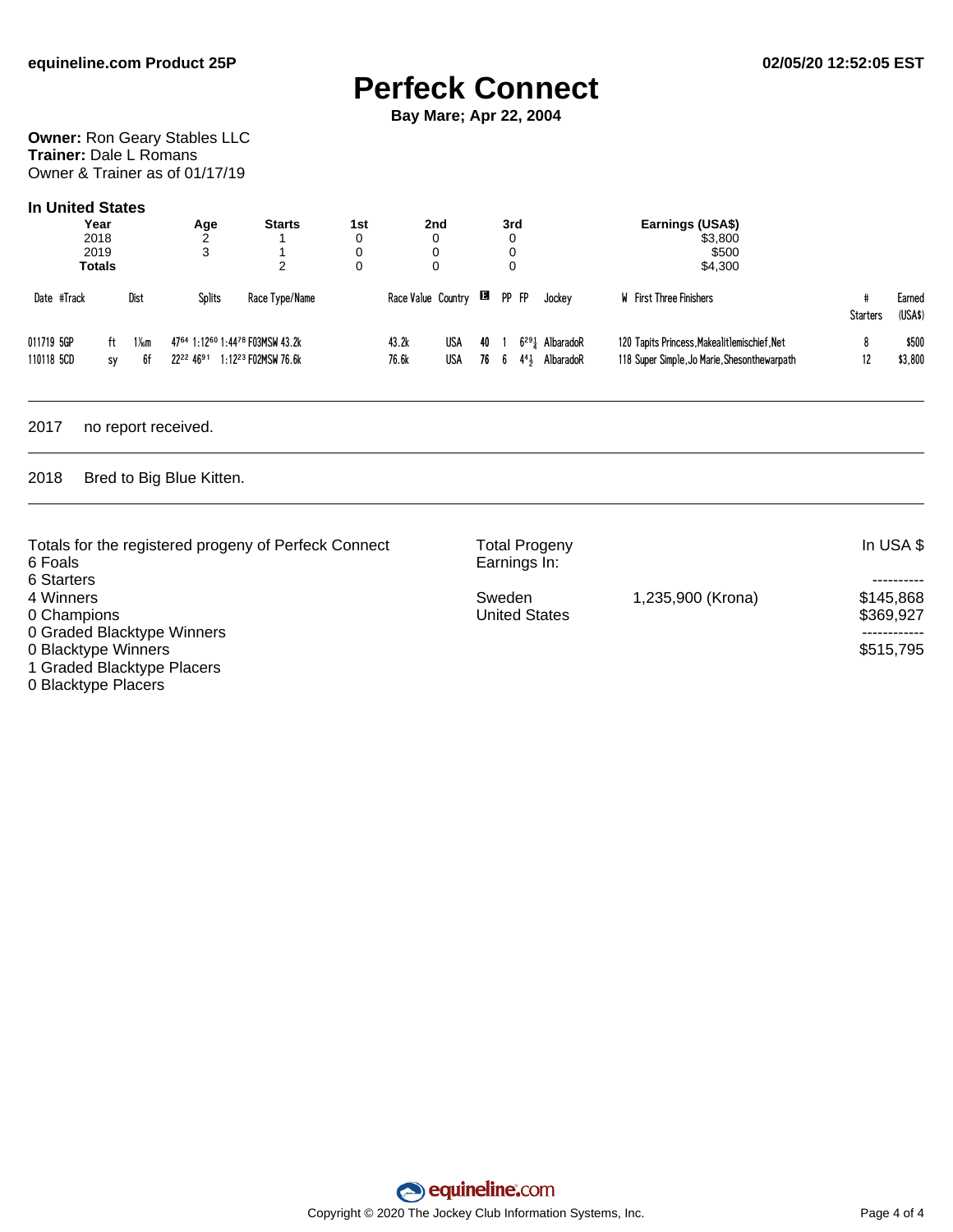equineline.com Product 25P

02/05/20 12:52:05 EST

# Perfeck Connect

**Bay Mare; Apr 22, 2004**

**Owner:** Ron Geary Stables LLC
**Trainer:** Dale L Romans
Owner & Trainer as of 01/17/19

### In United States

| Year | Age | Starts | 1st | 2nd | 3rd | Earnings (USA$) |
|---|---|---|---|---|---|---|
| 2018 | 2 | 1 | 0 | 0 | 0 | $3,800 |
| 2019 | 3 | 1 | 0 | 0 | 0 | $500 |
| **Totals** | | 2 | 0 | 0 | 0 | $4,300 |

| Date #Track | | Dist | Splits | Race Type/Name | Race Value | Country | E | PP | FP | Jockey | W First Three Finishers | # Starters | Earned (USA$) |
|---|---|---|---|---|---|---|---|---|---|---|---|---|---|
| 011719 5GP | ft | 1⅙m | 47[64] 1:12[60] 1:44[78] | F03MSW 43.2k | 43.2k | USA | 40 | 1 | 6[29¼] | AlbaradoR | 120 Tapits Princess,Makealitlemischief,Net | 8 | $500 |
| 110118 5CD | sy | 6f | 22[22] 46[91] 1:12[23] | F02MSW 76.6k | 76.6k | USA | 76 | 6 | 4[4½] | AlbaradoR | 118 Super Simple,Jo Marie,Shesonthewarpath | 12 | $3,800 |

---

2017 no report received.

---

2018 Bred to Big Blue Kitten.

---

Totals for the registered progeny of Perfeck Connect
6 Foals
6 Starters
4 Winners
0 Champions
0 Graded Blacktype Winners
0 Blacktype Winners
1 Graded Blacktype Placers
0 Blacktype Placers

| Total Progeny Earnings In: | | In USA $ |
|---|---|---|
| Sweden | 1,235,900 (Krona) | $145,868 |
| United States | | $369,927 |
| | | $515,795 |

Copyright © 2020 The Jockey Club Information Systems, Inc.